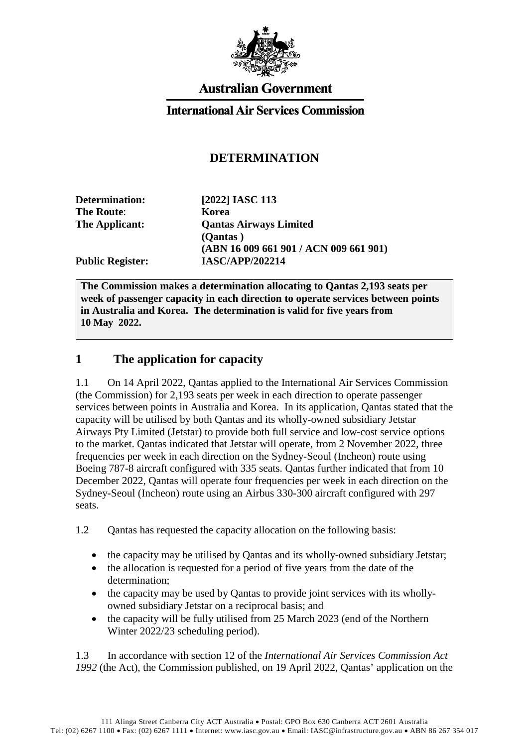**Australian Government**

**International Air Services Commission**

# DETERMINATION

| | |
|---|---|
| **Determination:** | **[2022] IASC 113** |
| **The Route:** | **Korea** |
| **The Applicant:** | **Qantas Airways Limited (Qantas ) (ABN 16 009 661 901 / ACN 009 661 901)** |
| **Public Register:** | **IASC/APP/202214** |

**The Commission makes a determination allocating to Qantas 2,193 seats per week of passenger capacity in each direction to operate services between points in Australia and Korea. The determination is valid for five years from 10 May 2022.**

## 1 The application for capacity

1.1 On 14 April 2022, Qantas applied to the International Air Services Commission (the Commission) for 2,193 seats per week in each direction to operate passenger services between points in Australia and Korea. In its application, Qantas stated that the capacity will be utilised by both Qantas and its wholly-owned subsidiary Jetstar Airways Pty Limited (Jetstar) to provide both full service and low-cost service options to the market. Qantas indicated that Jetstar will operate, from 2 November 2022, three frequencies per week in each direction on the Sydney-Seoul (Incheon) route using Boeing 787-8 aircraft configured with 335 seats. Qantas further indicated that from 10 December 2022, Qantas will operate four frequencies per week in each direction on the Sydney-Seoul (Incheon) route using an Airbus 330-300 aircraft configured with 297 seats.

1.2 Qantas has requested the capacity allocation on the following basis:

- the capacity may be utilised by Qantas and its wholly-owned subsidiary Jetstar;
- the allocation is requested for a period of five years from the date of the determination;
- the capacity may be used by Qantas to provide joint services with its wholly-owned subsidiary Jetstar on a reciprocal basis; and
- the capacity will be fully utilised from 25 March 2023 (end of the Northern Winter 2022/23 scheduling period).

1.3 In accordance with section 12 of the *International Air Services Commission Act 1992* (the Act), the Commission published, on 19 April 2022, Qantas' application on the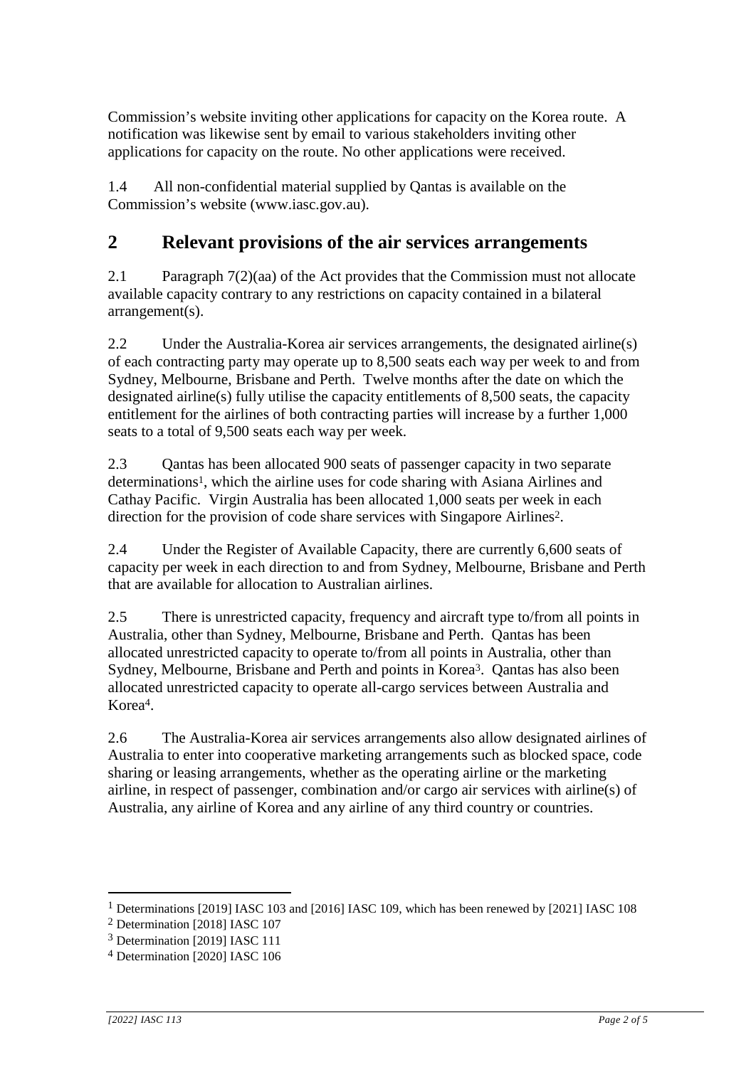Commission's website inviting other applications for capacity on the Korea route. A notification was likewise sent by email to various stakeholders inviting other applications for capacity on the route. No other applications were received.

1.4 All non-confidential material supplied by Qantas is available on the Commission's website (www.iasc.gov.au).

## 2 Relevant provisions of the air services arrangements

2.1 Paragraph 7(2)(aa) of the Act provides that the Commission must not allocate available capacity contrary to any restrictions on capacity contained in a bilateral arrangement(s).

2.2 Under the Australia-Korea air services arrangements, the designated airline(s) of each contracting party may operate up to 8,500 seats each way per week to and from Sydney, Melbourne, Brisbane and Perth. Twelve months after the date on which the designated airline(s) fully utilise the capacity entitlements of 8,500 seats, the capacity entitlement for the airlines of both contracting parties will increase by a further 1,000 seats to a total of 9,500 seats each way per week.

2.3 Qantas has been allocated 900 seats of passenger capacity in two separate determinations[1], which the airline uses for code sharing with Asiana Airlines and Cathay Pacific. Virgin Australia has been allocated 1,000 seats per week in each direction for the provision of code share services with Singapore Airlines[2].

2.4 Under the Register of Available Capacity, there are currently 6,600 seats of capacity per week in each direction to and from Sydney, Melbourne, Brisbane and Perth that are available for allocation to Australian airlines.

2.5 There is unrestricted capacity, frequency and aircraft type to/from all points in Australia, other than Sydney, Melbourne, Brisbane and Perth. Qantas has been allocated unrestricted capacity to operate to/from all points in Australia, other than Sydney, Melbourne, Brisbane and Perth and points in Korea[3]. Qantas has also been allocated unrestricted capacity to operate all-cargo services between Australia and Korea[4].

2.6 The Australia-Korea air services arrangements also allow designated airlines of Australia to enter into cooperative marketing arrangements such as blocked space, code sharing or leasing arrangements, whether as the operating airline or the marketing airline, in respect of passenger, combination and/or cargo air services with airline(s) of Australia, any airline of Korea and any airline of any third country or countries.

---

[1] Determinations [2019] IASC 103 and [2016] IASC 109, which has been renewed by [2021] IASC 108

[2] Determination [2018] IASC 107

[3] Determination [2019] IASC 111

[4] Determination [2020] IASC 106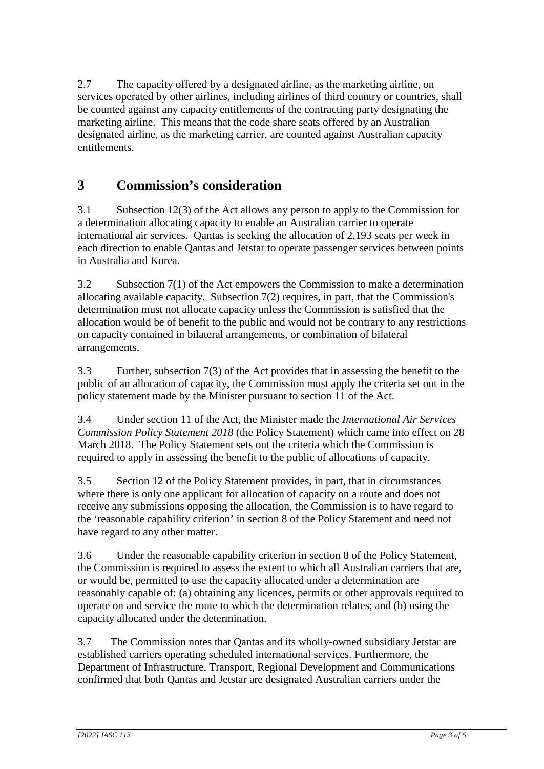2.7 The capacity offered by a designated airline, as the marketing airline, on services operated by other airlines, including airlines of third country or countries, shall be counted against any capacity entitlements of the contracting party designating the marketing airline. This means that the code share seats offered by an Australian designated airline, as the marketing carrier, are counted against Australian capacity entitlements.

# 3 Commission's consideration

3.1 Subsection 12(3) of the Act allows any person to apply to the Commission for a determination allocating capacity to enable an Australian carrier to operate international air services. Qantas is seeking the allocation of 2,193 seats per week in each direction to enable Qantas and Jetstar to operate passenger services between points in Australia and Korea.

3.2 Subsection 7(1) of the Act empowers the Commission to make a determination allocating available capacity. Subsection 7(2) requires, in part, that the Commission's determination must not allocate capacity unless the Commission is satisfied that the allocation would be of benefit to the public and would not be contrary to any restrictions on capacity contained in bilateral arrangements, or combination of bilateral arrangements.

3.3 Further, subsection 7(3) of the Act provides that in assessing the benefit to the public of an allocation of capacity, the Commission must apply the criteria set out in the policy statement made by the Minister pursuant to section 11 of the Act.

3.4 Under section 11 of the Act, the Minister made the *International Air Services Commission Policy Statement 2018* (the Policy Statement) which came into effect on 28 March 2018. The Policy Statement sets out the criteria which the Commission is required to apply in assessing the benefit to the public of allocations of capacity.

3.5 Section 12 of the Policy Statement provides, in part, that in circumstances where there is only one applicant for allocation of capacity on a route and does not receive any submissions opposing the allocation, the Commission is to have regard to the 'reasonable capability criterion' in section 8 of the Policy Statement and need not have regard to any other matter.

3.6 Under the reasonable capability criterion in section 8 of the Policy Statement, the Commission is required to assess the extent to which all Australian carriers that are, or would be, permitted to use the capacity allocated under a determination are reasonably capable of: (a) obtaining any licences, permits or other approvals required to operate on and service the route to which the determination relates; and (b) using the capacity allocated under the determination.

3.7 The Commission notes that Qantas and its wholly-owned subsidiary Jetstar are established carriers operating scheduled international services. Furthermore, the Department of Infrastructure, Transport, Regional Development and Communications confirmed that both Qantas and Jetstar are designated Australian carriers under the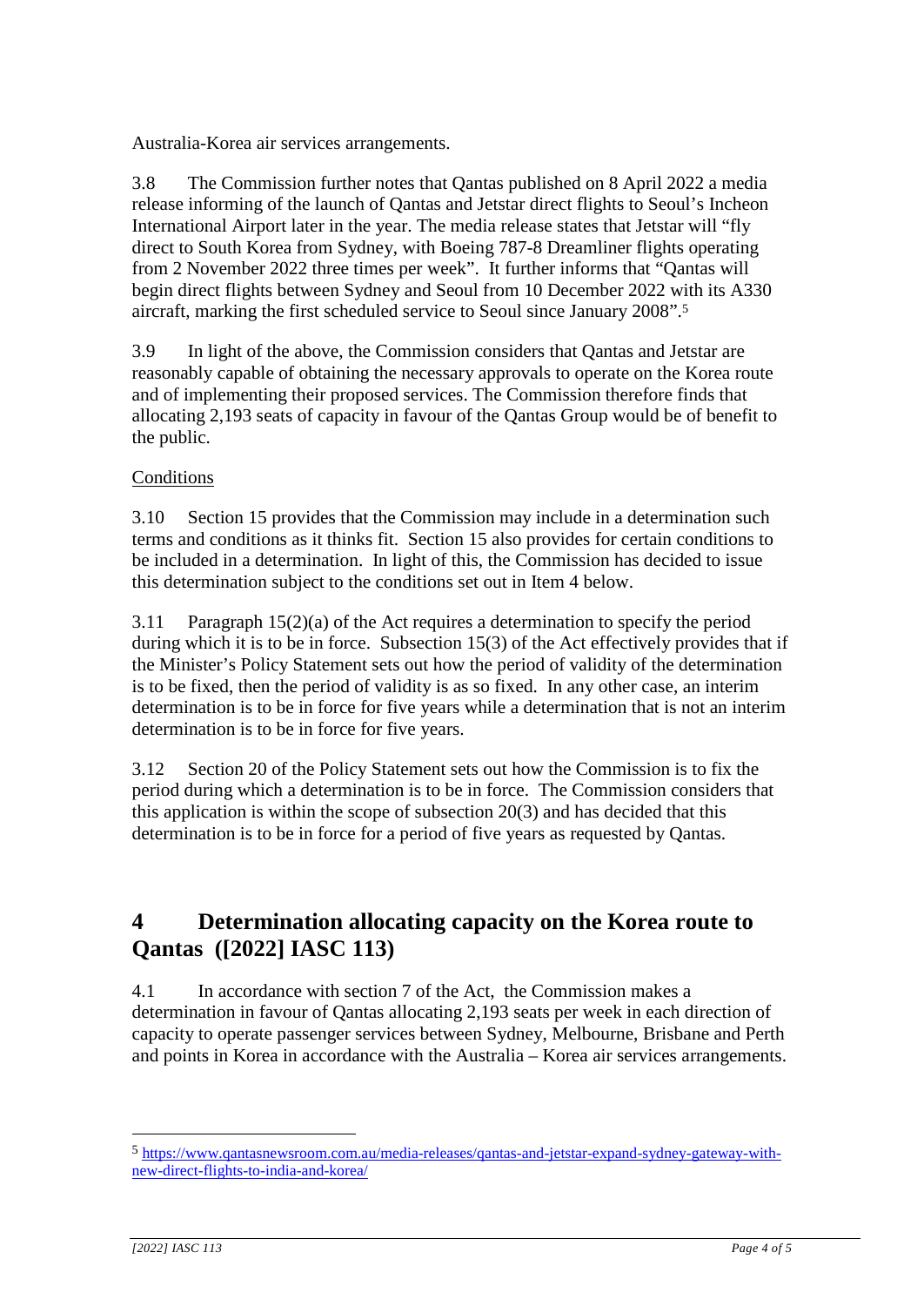Australia-Korea air services arrangements.

3.8 The Commission further notes that Qantas published on 8 April 2022 a media release informing of the launch of Qantas and Jetstar direct flights to Seoul's Incheon International Airport later in the year. The media release states that Jetstar will "fly direct to South Korea from Sydney, with Boeing 787-8 Dreamliner flights operating from 2 November 2022 three times per week". It further informs that "Qantas will begin direct flights between Sydney and Seoul from 10 December 2022 with its A330 aircraft, marking the first scheduled service to Seoul since January 2008".[5]

3.9 In light of the above, the Commission considers that Qantas and Jetstar are reasonably capable of obtaining the necessary approvals to operate on the Korea route and of implementing their proposed services. The Commission therefore finds that allocating 2,193 seats of capacity in favour of the Qantas Group would be of benefit to the public.

Conditions

3.10 Section 15 provides that the Commission may include in a determination such terms and conditions as it thinks fit. Section 15 also provides for certain conditions to be included in a determination. In light of this, the Commission has decided to issue this determination subject to the conditions set out in Item 4 below.

3.11 Paragraph 15(2)(a) of the Act requires a determination to specify the period during which it is to be in force. Subsection 15(3) of the Act effectively provides that if the Minister's Policy Statement sets out how the period of validity of the determination is to be fixed, then the period of validity is as so fixed. In any other case, an interim determination is to be in force for five years while a determination that is not an interim determination is to be in force for five years.

3.12 Section 20 of the Policy Statement sets out how the Commission is to fix the period during which a determination is to be in force. The Commission considers that this application is within the scope of subsection 20(3) and has decided that this determination is to be in force for a period of five years as requested by Qantas.

## 4 Determination allocating capacity on the Korea route to Qantas ([2022] IASC 113)

4.1 In accordance with section 7 of the Act, the Commission makes a determination in favour of Qantas allocating 2,193 seats per week in each direction of capacity to operate passenger services between Sydney, Melbourne, Brisbane and Perth and points in Korea in accordance with the Australia – Korea air services arrangements.

---

[5] https://www.qantasnewsroom.com.au/media-releases/qantas-and-jetstar-expand-sydney-gateway-with-new-direct-flights-to-india-and-korea/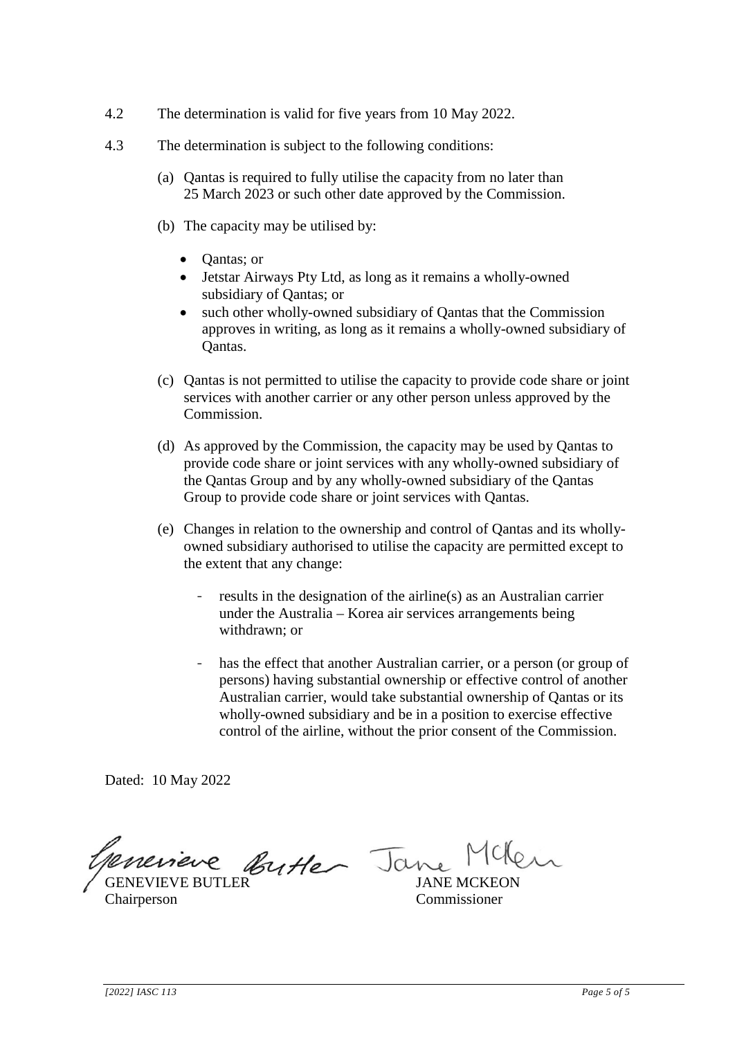4.2 The determination is valid for five years from 10 May 2022.

4.3 The determination is subject to the following conditions:

(a) Qantas is required to fully utilise the capacity from no later than 25 March 2023 or such other date approved by the Commission.

(b) The capacity may be utilised by:

- Qantas; or
- Jetstar Airways Pty Ltd, as long as it remains a wholly-owned subsidiary of Qantas; or
- such other wholly-owned subsidiary of Qantas that the Commission approves in writing, as long as it remains a wholly-owned subsidiary of Qantas.

(c) Qantas is not permitted to utilise the capacity to provide code share or joint services with another carrier or any other person unless approved by the Commission.

(d) As approved by the Commission, the capacity may be used by Qantas to provide code share or joint services with any wholly-owned subsidiary of the Qantas Group and by any wholly-owned subsidiary of the Qantas Group to provide code share or joint services with Qantas.

(e) Changes in relation to the ownership and control of Qantas and its wholly-owned subsidiary authorised to utilise the capacity are permitted except to the extent that any change:

- results in the designation of the airline(s) as an Australian carrier under the Australia – Korea air services arrangements being withdrawn; or
- has the effect that another Australian carrier, or a person (or group of persons) having substantial ownership or effective control of another Australian carrier, would take substantial ownership of Qantas or its wholly-owned subsidiary and be in a position to exercise effective control of the airline, without the prior consent of the Commission.

Dated: 10 May 2022

GENEVIEVE BUTLER
Chairperson

JANE MCKEON
Commissioner